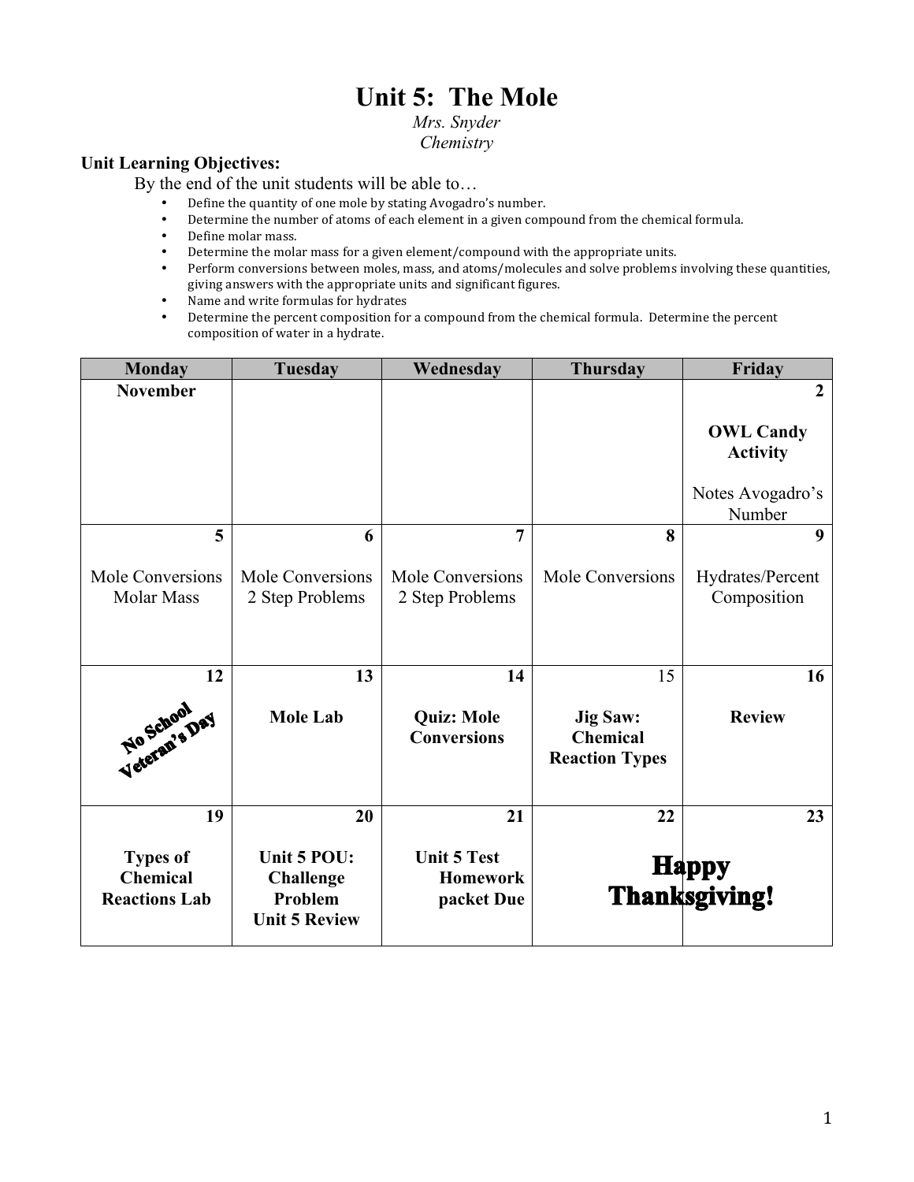# Unit 5: The Mole

*Mrs. Snyder*
*Chemistry*

**Unit Learning Objectives:**

By the end of the unit students will be able to…

- Define the quantity of one mole by stating Avogadro's number.
- Determine the number of atoms of each element in a given compound from the chemical formula.
- Define molar mass.
- Determine the molar mass for a given element/compound with the appropriate units.
- Perform conversions between moles, mass, and atoms/molecules and solve problems involving these quantities, giving answers with the appropriate units and significant figures.
- Name and write formulas for hydrates
- Determine the percent composition for a compound from the chemical formula. Determine the percent composition of water in a hydrate.

| Monday | Tuesday | Wednesday | Thursday | Friday |
|---|---|---|---|---|
| **November** | | | | **2** **OWL Candy Activity** Notes Avogadro's Number |
| **5** Mole Conversions Molar Mass | **6** Mole Conversions 2 Step Problems | **7** Mole Conversions 2 Step Problems | **8** Mole Conversions | **9** Hydrates/Percent Composition |
| **12** No School Veteran's Day | **13** **Mole Lab** | **14** **Quiz: Mole Conversions** | 15 **Jig Saw: Chemical Reaction Types** | **16** **Review** |
| **19** **Types of Chemical Reactions Lab** | **20** **Unit 5 POU: Challenge Problem Unit 5 Review** | **21** **Unit 5 Test Homework packet Due** | **22** **Happy Thanksgiving!** | **23** |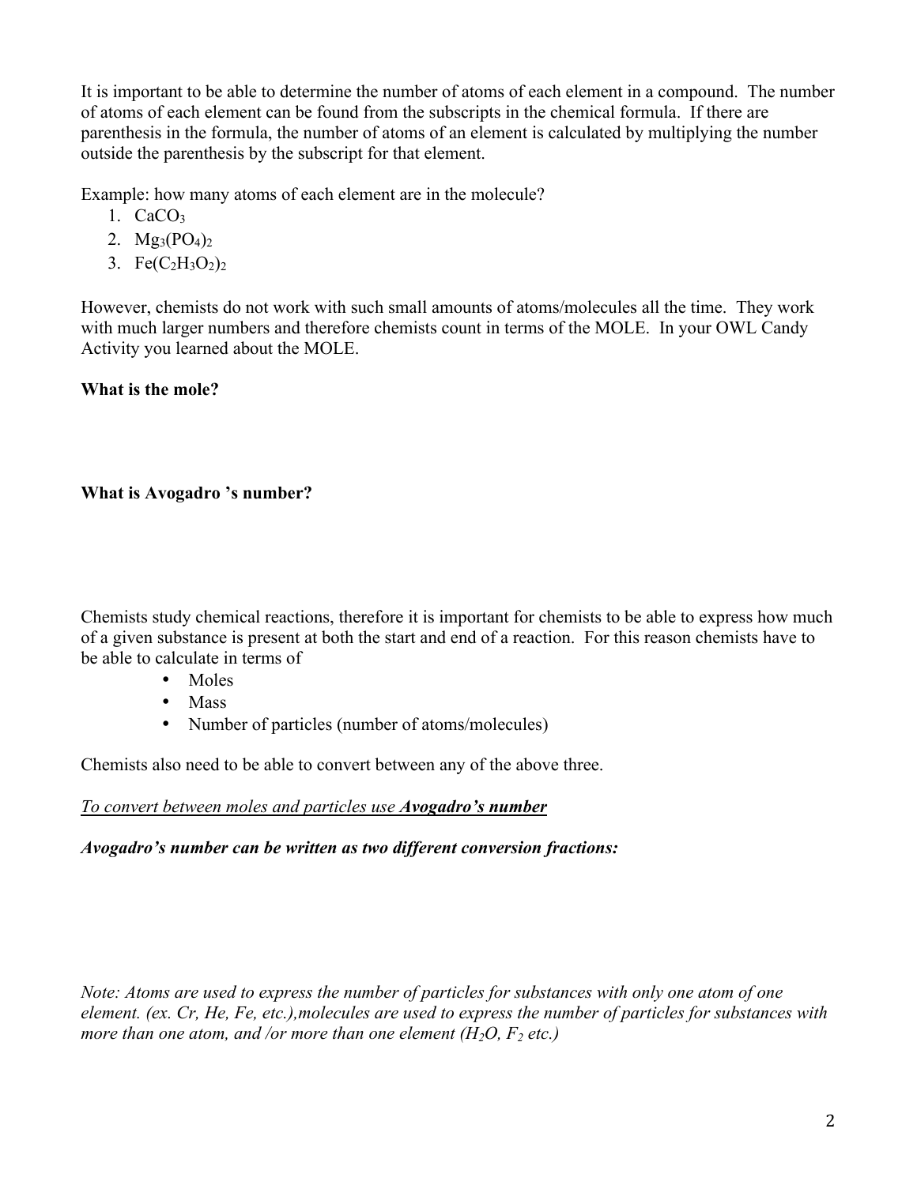It is important to be able to determine the number of atoms of each element in a compound. The number of atoms of each element can be found from the subscripts in the chemical formula. If there are parenthesis in the formula, the number of atoms of an element is calculated by multiplying the number outside the parenthesis by the subscript for that element.

Example: how many atoms of each element are in the molecule?

1. $CaCO_3$
2. $Mg_3(PO_4)_2$
3. $Fe(C_2H_3O_2)_2$

However, chemists do not work with such small amounts of atoms/molecules all the time. They work with much larger numbers and therefore chemists count in terms of the MOLE. In your OWL Candy Activity you learned about the MOLE.

**What is the mole?**

**What is Avogadro 's number?**

Chemists study chemical reactions, therefore it is important for chemists to be able to express how much of a given substance is present at both the start and end of a reaction. For this reason chemists have to be able to calculate in terms of

- Moles
- Mass
- Number of particles (number of atoms/molecules)

Chemists also need to be able to convert between any of the above three.

*To convert between moles and particles use **Avogadro's number***

***Avogadro's number can be written as two different conversion fractions:***

*Note: Atoms are used to express the number of particles for substances with only one atom of one element. (ex. Cr, He, Fe, etc.),molecules are used to express the number of particles for substances with more than one atom, and /or more than one element ($H_2O$, $F_2$ etc.)*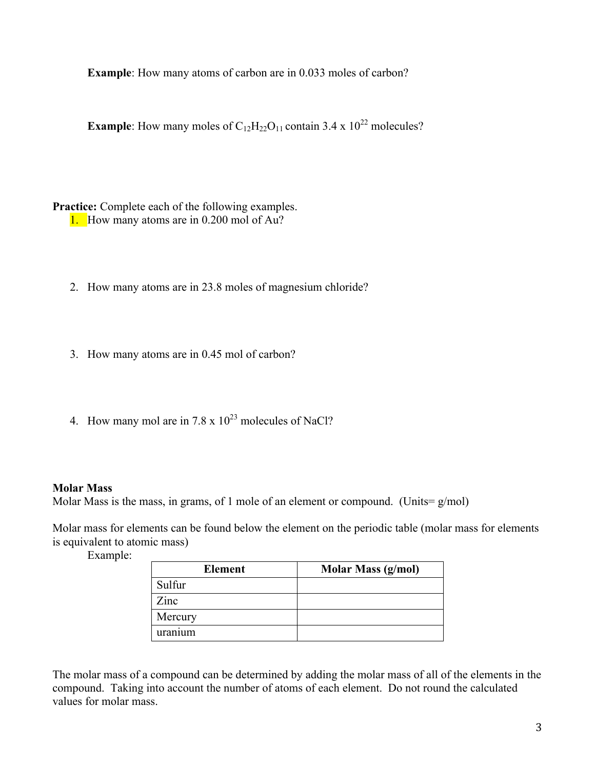**Example**: How many atoms of carbon are in 0.033 moles of carbon?

**Example**: How many moles of $C_{12}H_{22}O_{11}$ contain $3.4 \times 10^{22}$ molecules?

**Practice:** Complete each of the following examples.

1. How many atoms are in 0.200 mol of Au?
2. How many atoms are in 23.8 moles of magnesium chloride?
3. How many atoms are in 0.45 mol of carbon?
4. How many mol are in $7.8 \times 10^{23}$ molecules of NaCl?

**Molar Mass**

Molar Mass is the mass, in grams, of 1 mole of an element or compound. (Units= g/mol)

Molar mass for elements can be found below the element on the periodic table (molar mass for elements is equivalent to atomic mass)

Example:

| Element | Molar Mass (g/mol) |
|---|---|
| Sulfur | |
| Zinc | |
| Mercury | |
| uranium | |

The molar mass of a compound can be determined by adding the molar mass of all of the elements in the compound. Taking into account the number of atoms of each element. Do not round the calculated values for molar mass.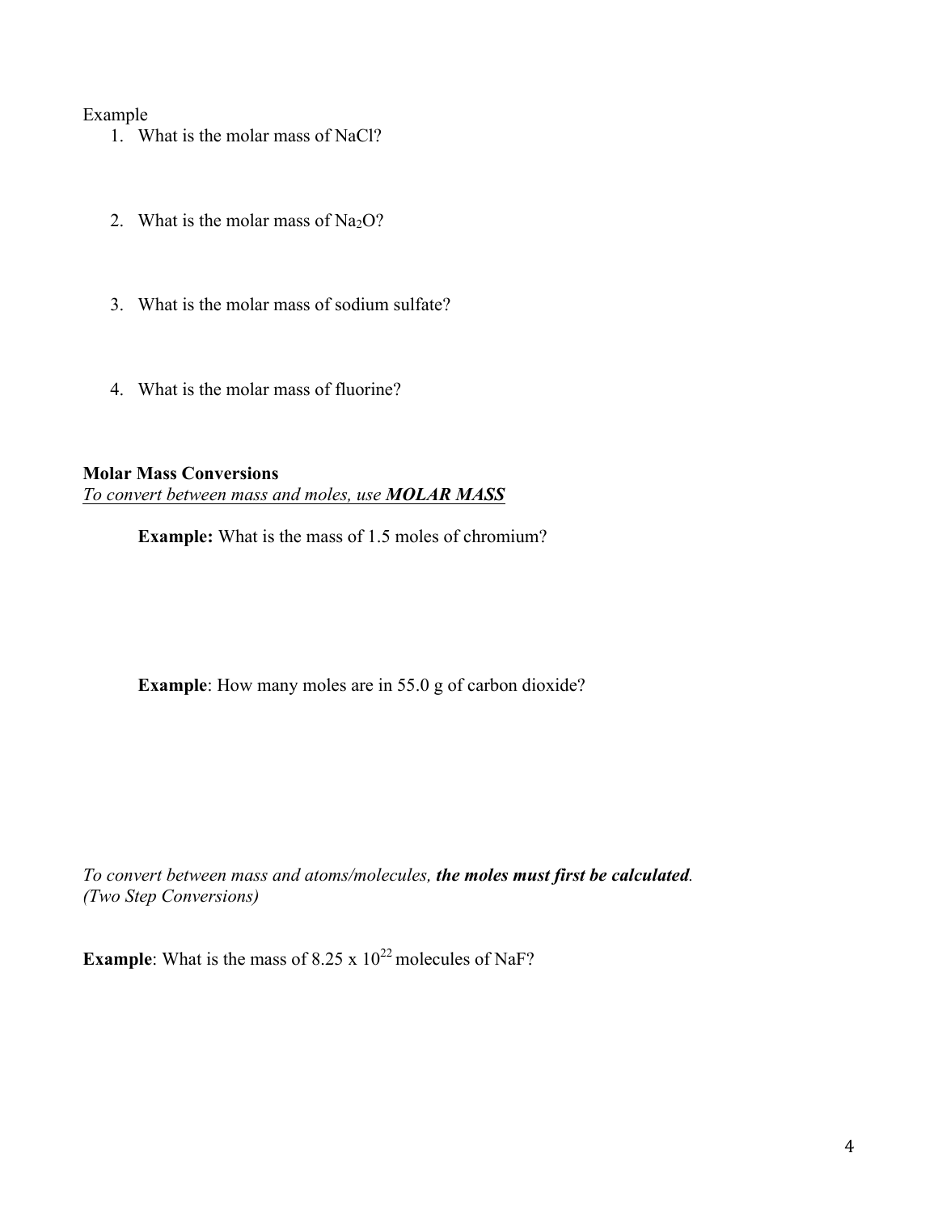Example

1. What is the molar mass of NaCl?

2. What is the molar mass of $Na_2O$?

3. What is the molar mass of sodium sulfate?

4. What is the molar mass of fluorine?

**Molar Mass Conversions**

*To convert between mass and moles, use **MOLAR MASS***

**Example:** What is the mass of 1.5 moles of chromium?

**Example**: How many moles are in 55.0 g of carbon dioxide?

*To convert between mass and atoms/molecules, **the moles must first be calculated**. (Two Step Conversions)*

**Example**: What is the mass of $8.25 \times 10^{22}$ molecules of NaF?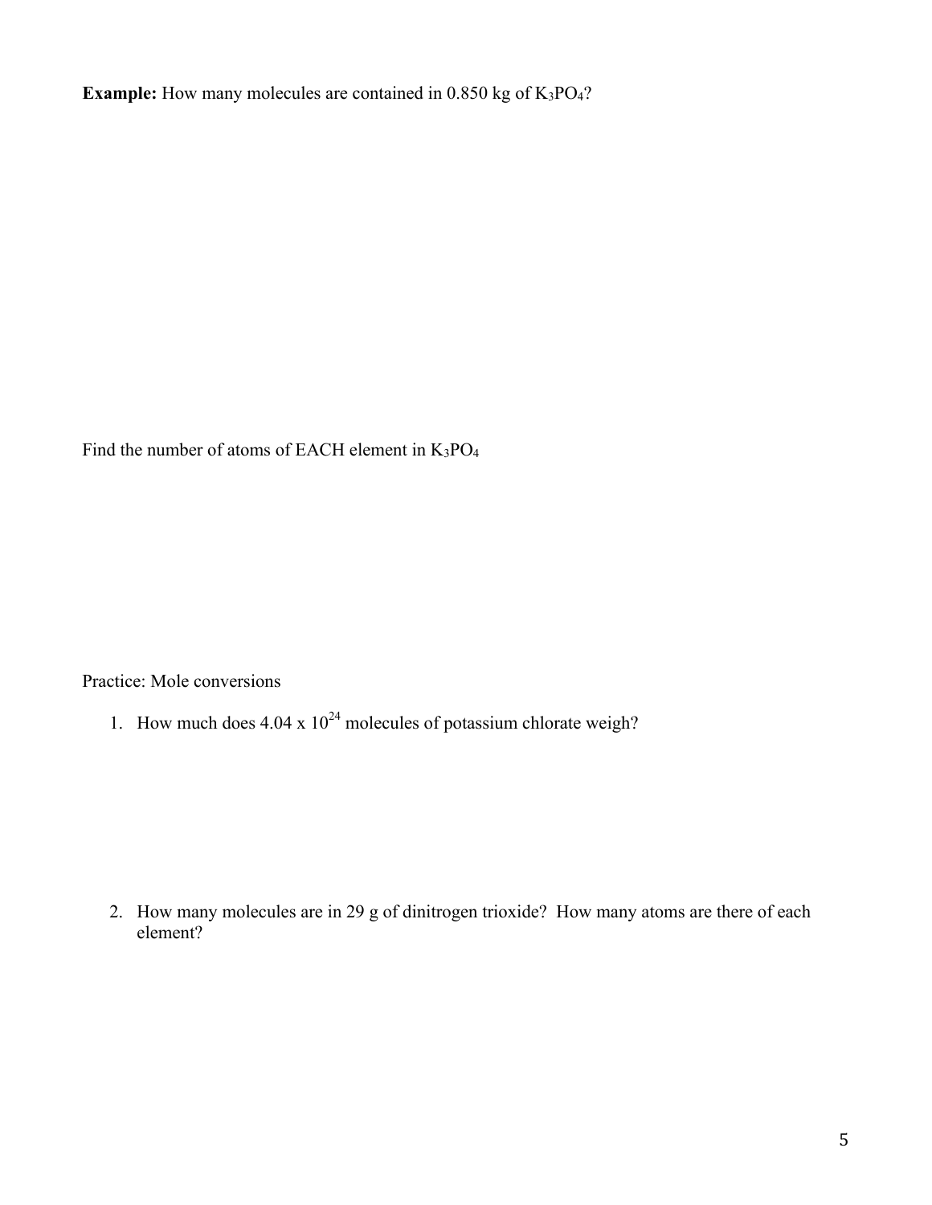**Example:** How many molecules are contained in 0.850 kg of $K_3PO_4$?

Find the number of atoms of EACH element in $K_3PO_4$

Practice: Mole conversions

1. How much does $4.04 \times 10^{24}$ molecules of potassium chlorate weigh?

2. How many molecules are in 29 g of dinitrogen trioxide? How many atoms are there of each element?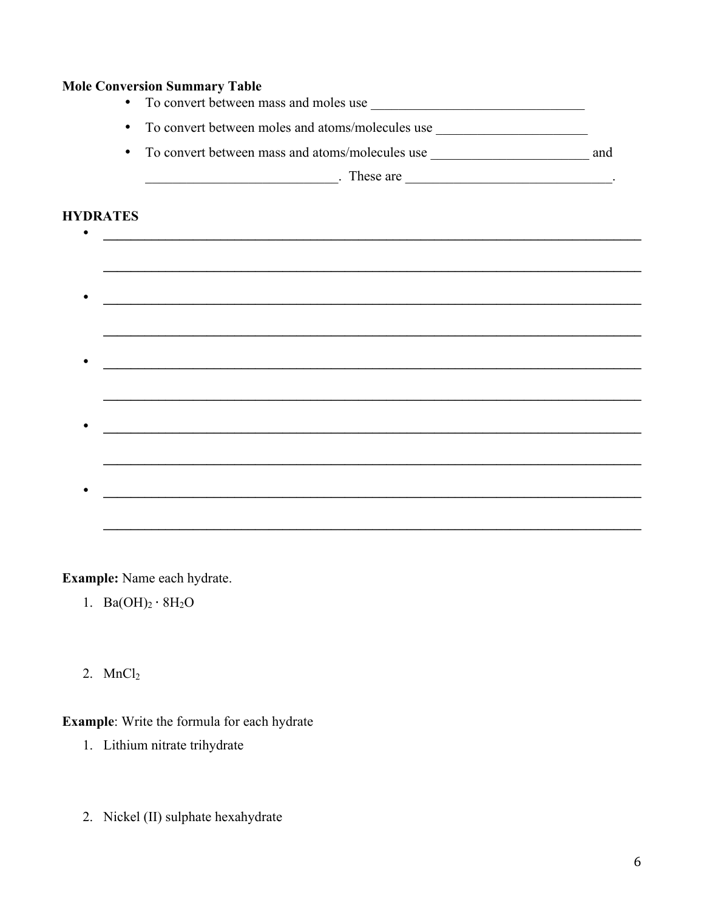**Mole Conversion Summary Table**

- To convert between mass and moles use _______________________________
- To convert between moles and atoms/molecules use ______________________
- To convert between mass and atoms/molecules use _______________________ and ____________________________. These are ______________________________.

**HYDRATES**

- ________________________________________________________________________________

  ________________________________________________________________________________
- ________________________________________________________________________________

  ________________________________________________________________________________
- ________________________________________________________________________________

  ________________________________________________________________________________
- ________________________________________________________________________________

  ________________________________________________________________________________
- ________________________________________________________________________________

  ________________________________________________________________________________

**Example:** Name each hydrate.

1. $Ba(OH)_2 \cdot 8H_2O$

2. $MnCl_2$

**Example**: Write the formula for each hydrate

1. Lithium nitrate trihydrate

2. Nickel (II) sulphate hexahydrate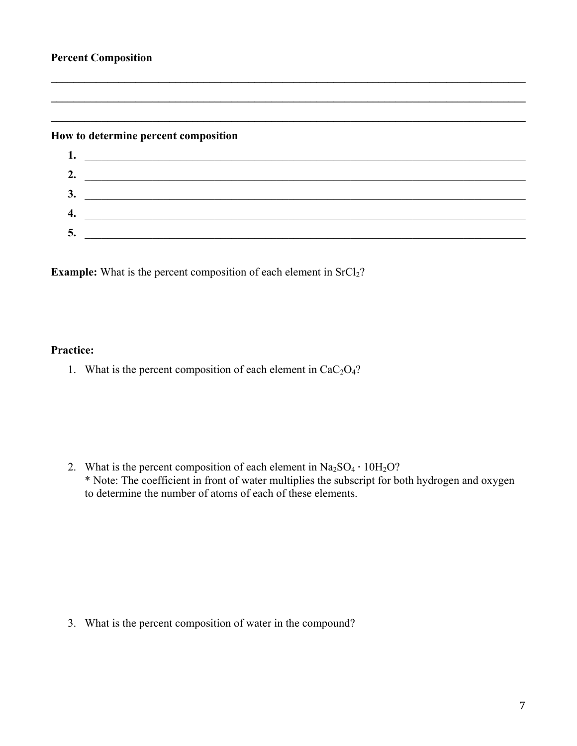**Percent Composition**

_______________________________________________________________________________

_______________________________________________________________________________

_______________________________________________________________________________

**How to determine percent composition**

1. ______________________________________________________________________
2. ______________________________________________________________________
3. ______________________________________________________________________
4. ______________________________________________________________________
5. ______________________________________________________________________

**Example:** What is the percent composition of each element in $SrCl_2$?

**Practice:**

1. What is the percent composition of each element in $CaC_2O_4$?

2. What is the percent composition of each element in $Na_2SO_4 \cdot 10H_2O$?
   * Note: The coefficient in front of water multiplies the subscript for both hydrogen and oxygen to determine the number of atoms of each of these elements.

3. What is the percent composition of water in the compound?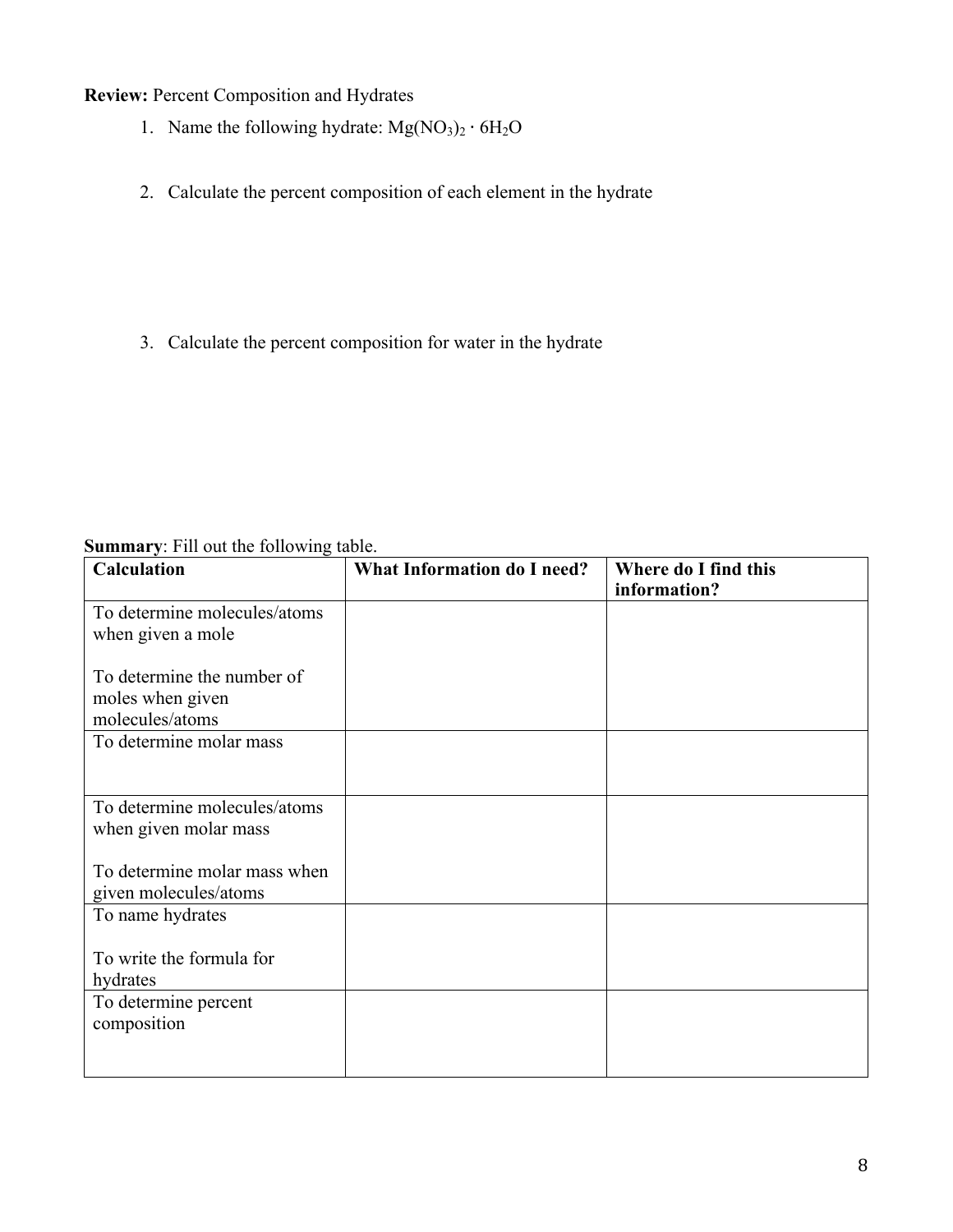**Review:** Percent Composition and Hydrates

1. Name the following hydrate: $Mg(NO_3)_2 \cdot 6H_2O$

2. Calculate the percent composition of each element in the hydrate

3. Calculate the percent composition for water in the hydrate

**Summary**: Fill out the following table.

| Calculation | What Information do I need? | Where do I find this information? |
|---|---|---|
| To determine molecules/atoms when given a mole<br><br>To determine the number of moles when given molecules/atoms | | |
| To determine molar mass | | |
| To determine molecules/atoms when given molar mass<br><br>To determine molar mass when given molecules/atoms | | |
| To name hydrates<br><br>To write the formula for hydrates | | |
| To determine percent composition | | |